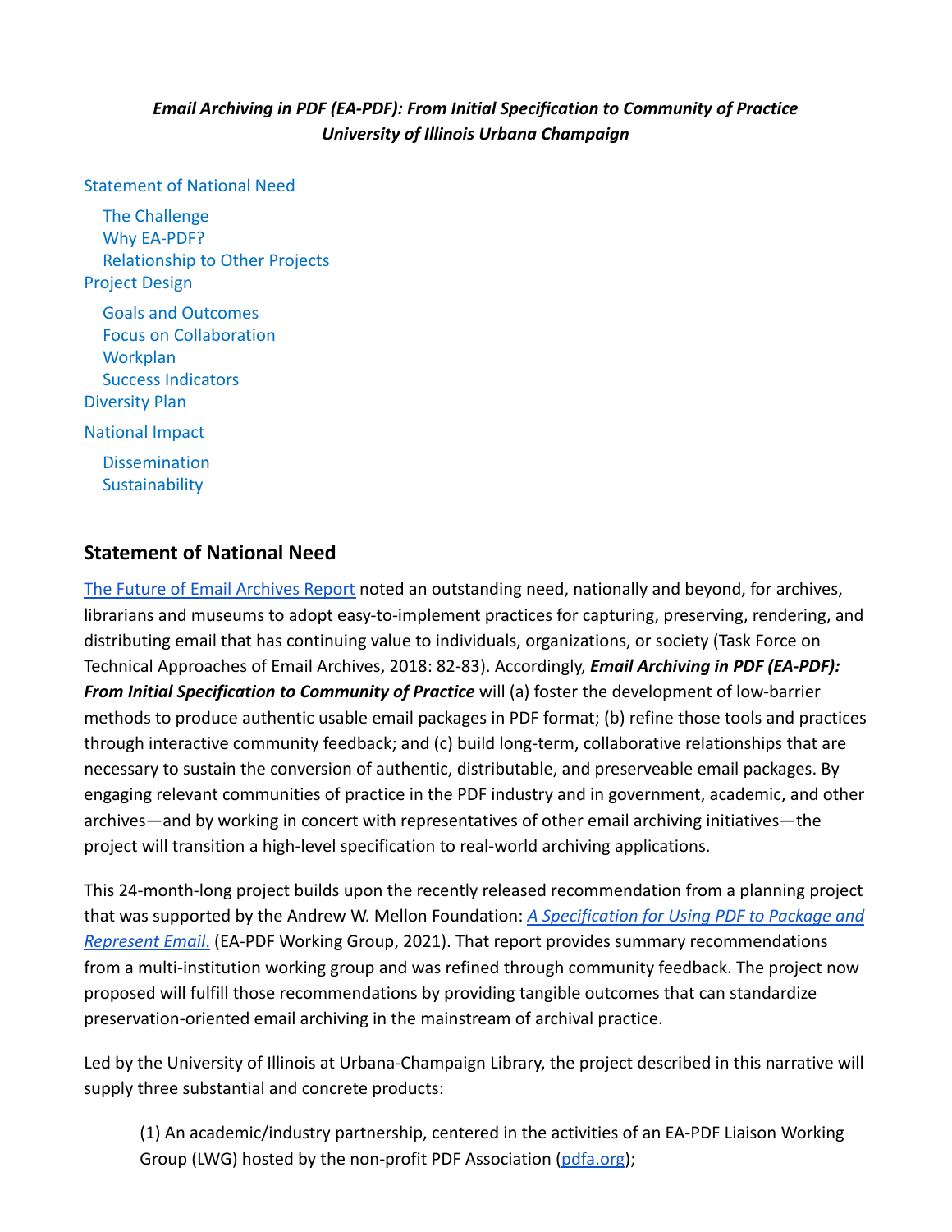***Email Archiving in PDF (EA-PDF): From Initial Specification to Community of Practice***
***University of Illinois Urbana Champaign***

- [Statement of National Need](#statement-of-national-need)
  - The Challenge
  - Why EA-PDF?
  - Relationship to Other Projects
- Project Design
  - Goals and Outcomes
  - Focus on Collaboration
  - Workplan
  - Success Indicators
- Diversity Plan
- National Impact
  - Dissemination
  - Sustainability

## Statement of National Need

[The Future of Email Archives Report](#) noted an outstanding need, nationally and beyond, for archives, librarians and museums to adopt easy-to-implement practices for capturing, preserving, rendering, and distributing email that has continuing value to individuals, organizations, or society (Task Force on Technical Approaches of Email Archives, 2018: 82-83). Accordingly, ***Email Archiving in PDF (EA-PDF): From Initial Specification to Community of Practice*** will (a) foster the development of low-barrier methods to produce authentic usable email packages in PDF format; (b) refine those tools and practices through interactive community feedback; and (c) build long-term, collaborative relationships that are necessary to sustain the conversion of authentic, distributable, and preserveable email packages. By engaging relevant communities of practice in the PDF industry and in government, academic, and other archives—and by working in concert with representatives of other email archiving initiatives—the project will transition a high-level specification to real-world archiving applications.

This 24-month-long project builds upon the recently released recommendation from a planning project that was supported by the Andrew W. Mellon Foundation: [*A Specification for Using PDF to Package and Represent Email.*](#) (EA-PDF Working Group, 2021). That report provides summary recommendations from a multi-institution working group and was refined through community feedback. The project now proposed will fulfill those recommendations by providing tangible outcomes that can standardize preservation-oriented email archiving in the mainstream of archival practice.

Led by the University of Illinois at Urbana-Champaign Library, the project described in this narrative will supply three substantial and concrete products:

> (1) An academic/industry partnership, centered in the activities of an EA-PDF Liaison Working Group (LWG) hosted by the non-profit PDF Association ([pdfa.org](#));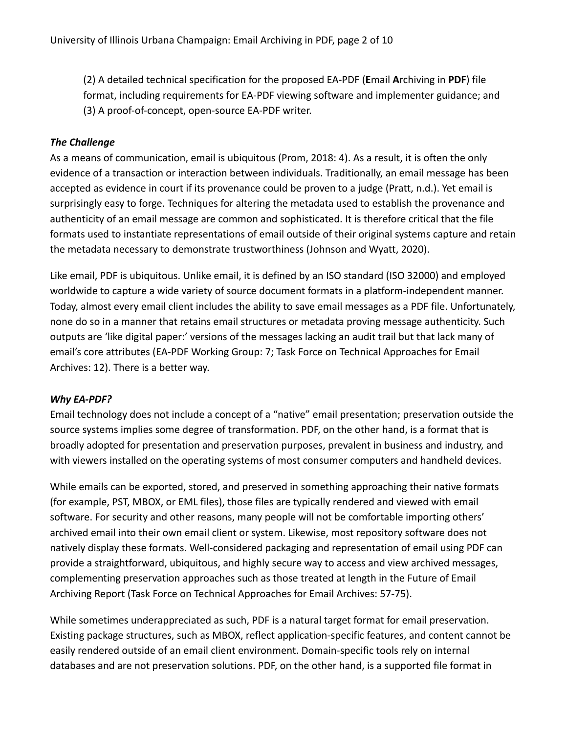(2) A detailed technical specification for the proposed EA-PDF (**E**mail **A**rchiving in **PDF**) file format, including requirements for EA-PDF viewing software and implementer guidance; and
(3) A proof-of-concept, open-source EA-PDF writer.

### *The Challenge*

As a means of communication, email is ubiquitous (Prom, 2018: 4). As a result, it is often the only evidence of a transaction or interaction between individuals. Traditionally, an email message has been accepted as evidence in court if its provenance could be proven to a judge (Pratt, n.d.). Yet email is surprisingly easy to forge. Techniques for altering the metadata used to establish the provenance and authenticity of an email message are common and sophisticated. It is therefore critical that the file formats used to instantiate representations of email outside of their original systems capture and retain the metadata necessary to demonstrate trustworthiness (Johnson and Wyatt, 2020).

Like email, PDF is ubiquitous. Unlike email, it is defined by an ISO standard (ISO 32000) and employed worldwide to capture a wide variety of source document formats in a platform-independent manner. Today, almost every email client includes the ability to save email messages as a PDF file. Unfortunately, none do so in a manner that retains email structures or metadata proving message authenticity. Such outputs are 'like digital paper:' versions of the messages lacking an audit trail but that lack many of email's core attributes (EA-PDF Working Group: 7; Task Force on Technical Approaches for Email Archives: 12). There is a better way.

### *Why EA-PDF?*

Email technology does not include a concept of a "native" email presentation; preservation outside the source systems implies some degree of transformation. PDF, on the other hand, is a format that is broadly adopted for presentation and preservation purposes, prevalent in business and industry, and with viewers installed on the operating systems of most consumer computers and handheld devices.

While emails can be exported, stored, and preserved in something approaching their native formats (for example, PST, MBOX, or EML files), those files are typically rendered and viewed with email software. For security and other reasons, many people will not be comfortable importing others' archived email into their own email client or system. Likewise, most repository software does not natively display these formats. Well-considered packaging and representation of email using PDF can provide a straightforward, ubiquitous, and highly secure way to access and view archived messages, complementing preservation approaches such as those treated at length in the Future of Email Archiving Report (Task Force on Technical Approaches for Email Archives: 57-75).

While sometimes underappreciated as such, PDF is a natural target format for email preservation. Existing package structures, such as MBOX, reflect application-specific features, and content cannot be easily rendered outside of an email client environment. Domain-specific tools rely on internal databases and are not preservation solutions. PDF, on the other hand, is a supported file format in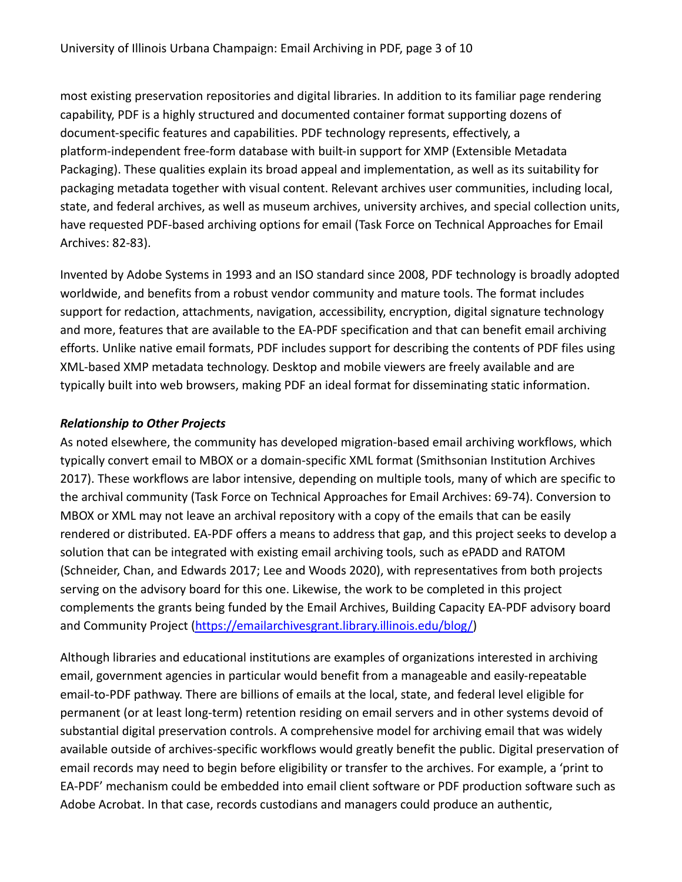most existing preservation repositories and digital libraries. In addition to its familiar page rendering capability, PDF is a highly structured and documented container format supporting dozens of document-specific features and capabilities. PDF technology represents, effectively, a platform-independent free-form database with built-in support for XMP (Extensible Metadata Packaging). These qualities explain its broad appeal and implementation, as well as its suitability for packaging metadata together with visual content. Relevant archives user communities, including local, state, and federal archives, as well as museum archives, university archives, and special collection units, have requested PDF-based archiving options for email (Task Force on Technical Approaches for Email Archives: 82-83).

Invented by Adobe Systems in 1993 and an ISO standard since 2008, PDF technology is broadly adopted worldwide, and benefits from a robust vendor community and mature tools. The format includes support for redaction, attachments, navigation, accessibility, encryption, digital signature technology and more, features that are available to the EA-PDF specification and that can benefit email archiving efforts. Unlike native email formats, PDF includes support for describing the contents of PDF files using XML-based XMP metadata technology. Desktop and mobile viewers are freely available and are typically built into web browsers, making PDF an ideal format for disseminating static information.

***Relationship to Other Projects***

As noted elsewhere, the community has developed migration-based email archiving workflows, which typically convert email to MBOX or a domain-specific XML format (Smithsonian Institution Archives 2017). These workflows are labor intensive, depending on multiple tools, many of which are specific to the archival community (Task Force on Technical Approaches for Email Archives: 69-74). Conversion to MBOX or XML may not leave an archival repository with a copy of the emails that can be easily rendered or distributed. EA-PDF offers a means to address that gap, and this project seeks to develop a solution that can be integrated with existing email archiving tools, such as ePADD and RATOM (Schneider, Chan, and Edwards 2017; Lee and Woods 2020), with representatives from both projects serving on the advisory board for this one. Likewise, the work to be completed in this project complements the grants being funded by the Email Archives, Building Capacity EA-PDF advisory board and Community Project (https://emailarchivesgrant.library.illinois.edu/blog/)

Although libraries and educational institutions are examples of organizations interested in archiving email, government agencies in particular would benefit from a manageable and easily-repeatable email-to-PDF pathway. There are billions of emails at the local, state, and federal level eligible for permanent (or at least long-term) retention residing on email servers and in other systems devoid of substantial digital preservation controls. A comprehensive model for archiving email that was widely available outside of archives-specific workflows would greatly benefit the public. Digital preservation of email records may need to begin before eligibility or transfer to the archives. For example, a 'print to EA-PDF' mechanism could be embedded into email client software or PDF production software such as Adobe Acrobat. In that case, records custodians and managers could produce an authentic,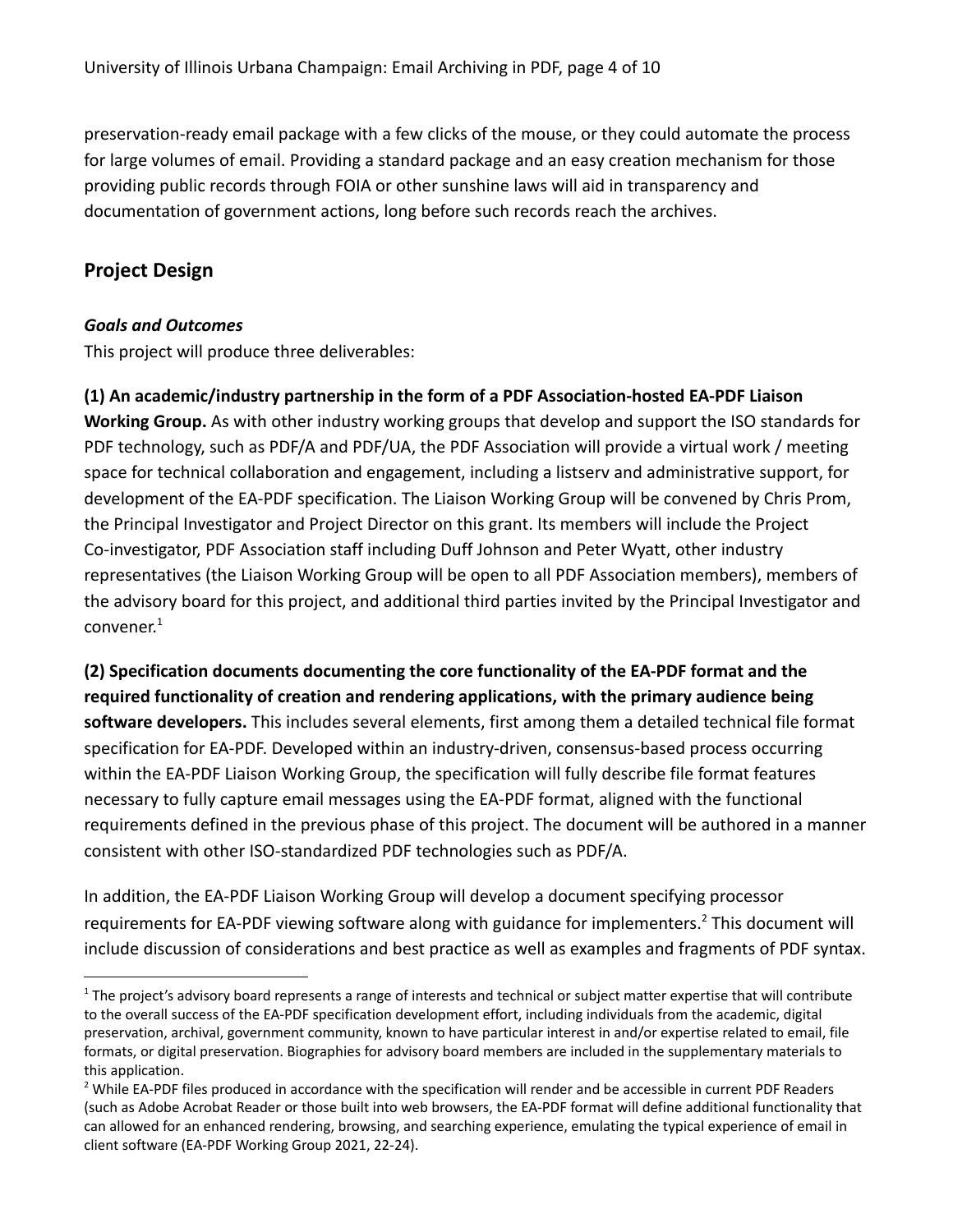preservation-ready email package with a few clicks of the mouse, or they could automate the process for large volumes of email. Providing a standard package and an easy creation mechanism for those providing public records through FOIA or other sunshine laws will aid in transparency and documentation of government actions, long before such records reach the archives.

## Project Design

### *Goals and Outcomes*

This project will produce three deliverables:

**(1) An academic/industry partnership in the form of a PDF Association-hosted EA-PDF Liaison Working Group.** As with other industry working groups that develop and support the ISO standards for PDF technology, such as PDF/A and PDF/UA, the PDF Association will provide a virtual work / meeting space for technical collaboration and engagement, including a listserv and administrative support, for development of the EA-PDF specification. The Liaison Working Group will be convened by Chris Prom, the Principal Investigator and Project Director on this grant. Its members will include the Project Co-investigator, PDF Association staff including Duff Johnson and Peter Wyatt, other industry representatives (the Liaison Working Group will be open to all PDF Association members), members of the advisory board for this project, and additional third parties invited by the Principal Investigator and convener.[1]

**(2) Specification documents documenting the core functionality of the EA-PDF format and the required functionality of creation and rendering applications, with the primary audience being software developers.** This includes several elements, first among them a detailed technical file format specification for EA-PDF. Developed within an industry-driven, consensus-based process occurring within the EA-PDF Liaison Working Group, the specification will fully describe file format features necessary to fully capture email messages using the EA-PDF format, aligned with the functional requirements defined in the previous phase of this project. The document will be authored in a manner consistent with other ISO-standardized PDF technologies such as PDF/A.

In addition, the EA-PDF Liaison Working Group will develop a document specifying processor requirements for EA-PDF viewing software along with guidance for implementers.[2] This document will include discussion of considerations and best practice as well as examples and fragments of PDF syntax.

---

[1] The project's advisory board represents a range of interests and technical or subject matter expertise that will contribute to the overall success of the EA-PDF specification development effort, including individuals from the academic, digital preservation, archival, government community, known to have particular interest in and/or expertise related to email, file formats, or digital preservation. Biographies for advisory board members are included in the supplementary materials to this application.

[2] While EA-PDF files produced in accordance with the specification will render and be accessible in current PDF Readers (such as Adobe Acrobat Reader or those built into web browsers, the EA-PDF format will define additional functionality that can allowed for an enhanced rendering, browsing, and searching experience, emulating the typical experience of email in client software (EA-PDF Working Group 2021, 22-24).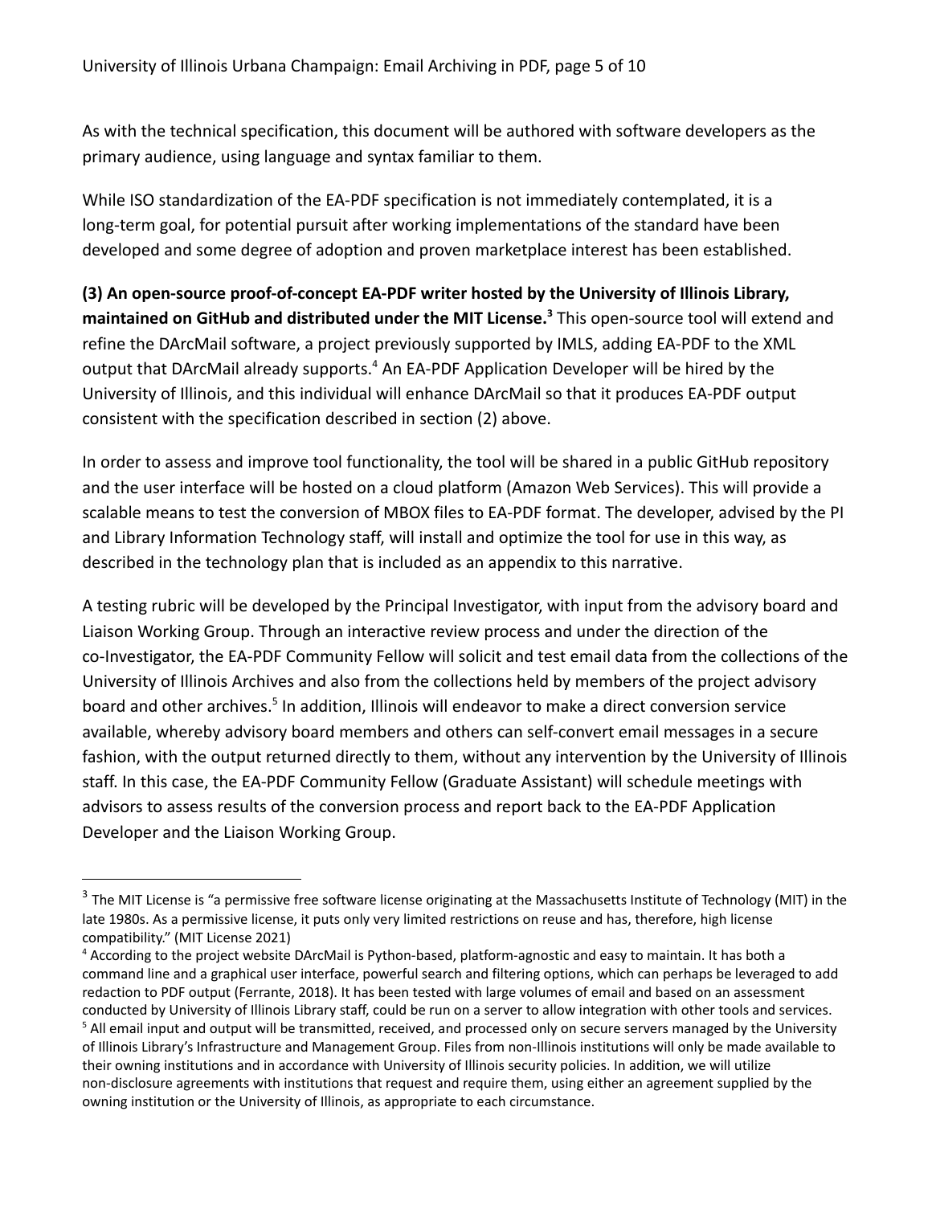As with the technical specification, this document will be authored with software developers as the primary audience, using language and syntax familiar to them.

While ISO standardization of the EA-PDF specification is not immediately contemplated, it is a long-term goal, for potential pursuit after working implementations of the standard have been developed and some degree of adoption and proven marketplace interest has been established.

**(3) An open-source proof-of-concept EA-PDF writer hosted by the University of Illinois Library, maintained on GitHub and distributed under the MIT License.**[3] This open-source tool will extend and refine the DArcMail software, a project previously supported by IMLS, adding EA-PDF to the XML output that DArcMail already supports.[4] An EA-PDF Application Developer will be hired by the University of Illinois, and this individual will enhance DArcMail so that it produces EA-PDF output consistent with the specification described in section (2) above.

In order to assess and improve tool functionality, the tool will be shared in a public GitHub repository and the user interface will be hosted on a cloud platform (Amazon Web Services). This will provide a scalable means to test the conversion of MBOX files to EA-PDF format. The developer, advised by the PI and Library Information Technology staff, will install and optimize the tool for use in this way, as described in the technology plan that is included as an appendix to this narrative.

A testing rubric will be developed by the Principal Investigator, with input from the advisory board and Liaison Working Group. Through an interactive review process and under the direction of the co-Investigator, the EA-PDF Community Fellow will solicit and test email data from the collections of the University of Illinois Archives and also from the collections held by members of the project advisory board and other archives.[5] In addition, Illinois will endeavor to make a direct conversion service available, whereby advisory board members and others can self-convert email messages in a secure fashion, with the output returned directly to them, without any intervention by the University of Illinois staff. In this case, the EA-PDF Community Fellow (Graduate Assistant) will schedule meetings with advisors to assess results of the conversion process and report back to the EA-PDF Application Developer and the Liaison Working Group.

---

[3] The MIT License is "a permissive free software license originating at the Massachusetts Institute of Technology (MIT) in the late 1980s. As a permissive license, it puts only very limited restrictions on reuse and has, therefore, high license compatibility." (MIT License 2021)

[4] According to the project website DArcMail is Python-based, platform-agnostic and easy to maintain. It has both a command line and a graphical user interface, powerful search and filtering options, which can perhaps be leveraged to add redaction to PDF output (Ferrante, 2018). It has been tested with large volumes of email and based on an assessment conducted by University of Illinois Library staff, could be run on a server to allow integration with other tools and services.

[5] All email input and output will be transmitted, received, and processed only on secure servers managed by the University of Illinois Library's Infrastructure and Management Group. Files from non-Illinois institutions will only be made available to their owning institutions and in accordance with University of Illinois security policies. In addition, we will utilize non-disclosure agreements with institutions that request and require them, using either an agreement supplied by the owning institution or the University of Illinois, as appropriate to each circumstance.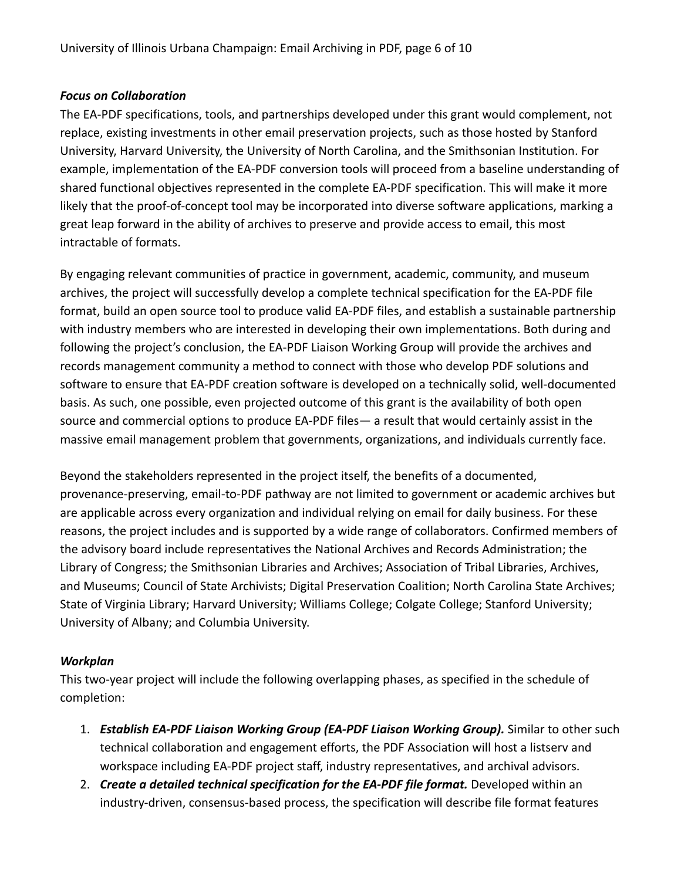***Focus on Collaboration***

The EA-PDF specifications, tools, and partnerships developed under this grant would complement, not replace, existing investments in other email preservation projects, such as those hosted by Stanford University, Harvard University, the University of North Carolina, and the Smithsonian Institution. For example, implementation of the EA-PDF conversion tools will proceed from a baseline understanding of shared functional objectives represented in the complete EA-PDF specification. This will make it more likely that the proof-of-concept tool may be incorporated into diverse software applications, marking a great leap forward in the ability of archives to preserve and provide access to email, this most intractable of formats.

By engaging relevant communities of practice in government, academic, community, and museum archives, the project will successfully develop a complete technical specification for the EA-PDF file format, build an open source tool to produce valid EA-PDF files, and establish a sustainable partnership with industry members who are interested in developing their own implementations. Both during and following the project's conclusion, the EA-PDF Liaison Working Group will provide the archives and records management community a method to connect with those who develop PDF solutions and software to ensure that EA-PDF creation software is developed on a technically solid, well-documented basis. As such, one possible, even projected outcome of this grant is the availability of both open source and commercial options to produce EA-PDF files— a result that would certainly assist in the massive email management problem that governments, organizations, and individuals currently face.

Beyond the stakeholders represented in the project itself, the benefits of a documented, provenance-preserving, email-to-PDF pathway are not limited to government or academic archives but are applicable across every organization and individual relying on email for daily business. For these reasons, the project includes and is supported by a wide range of collaborators. Confirmed members of the advisory board include representatives the National Archives and Records Administration; the Library of Congress; the Smithsonian Libraries and Archives; Association of Tribal Libraries, Archives, and Museums; Council of State Archivists; Digital Preservation Coalition; North Carolina State Archives; State of Virginia Library; Harvard University; Williams College; Colgate College; Stanford University; University of Albany; and Columbia University.

***Workplan***

This two-year project will include the following overlapping phases, as specified in the schedule of completion:

1. ***Establish EA-PDF Liaison Working Group (EA-PDF Liaison Working Group).*** Similar to other such technical collaboration and engagement efforts, the PDF Association will host a listserv and workspace including EA-PDF project staff, industry representatives, and archival advisors.
2. ***Create a detailed technical specification for the EA-PDF file format.*** Developed within an industry-driven, consensus-based process, the specification will describe file format features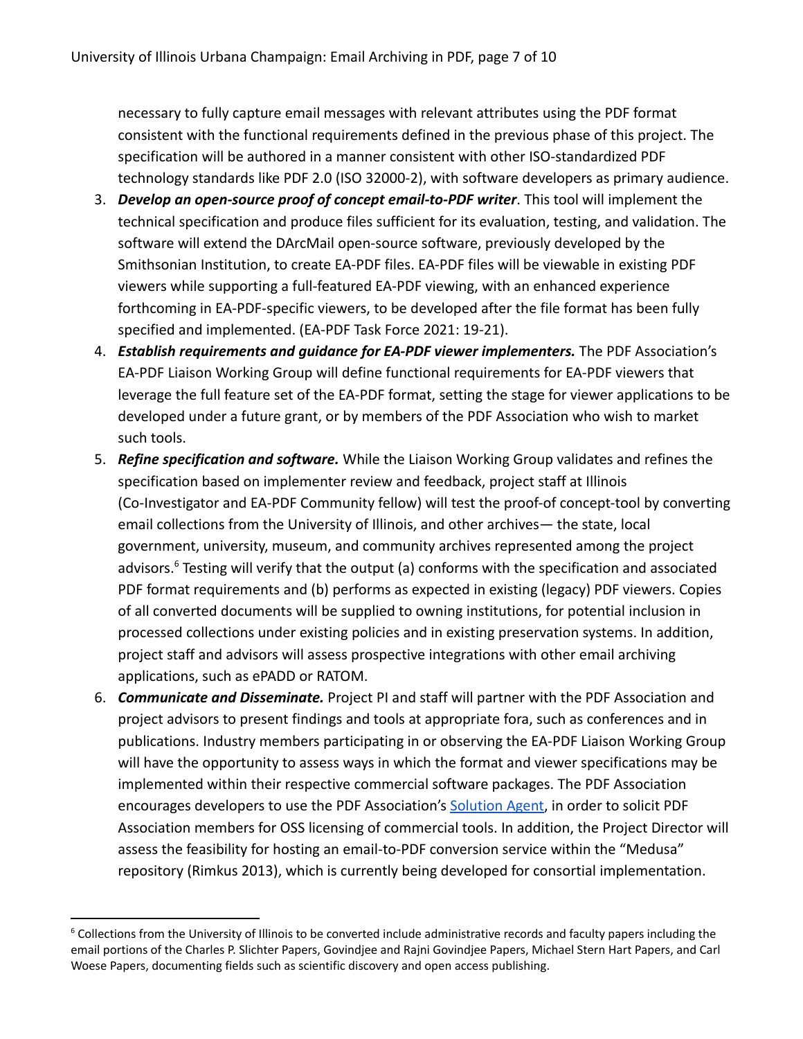necessary to fully capture email messages with relevant attributes using the PDF format consistent with the functional requirements defined in the previous phase of this project. The specification will be authored in a manner consistent with other ISO-standardized PDF technology standards like PDF 2.0 (ISO 32000-2), with software developers as primary audience.

3. ***Develop an open-source proof of concept email-to-PDF writer***. This tool will implement the technical specification and produce files sufficient for its evaluation, testing, and validation. The software will extend the DArcMail open-source software, previously developed by the Smithsonian Institution, to create EA-PDF files. EA-PDF files will be viewable in existing PDF viewers while supporting a full-featured EA-PDF viewing, with an enhanced experience forthcoming in EA-PDF-specific viewers, to be developed after the file format has been fully specified and implemented. (EA-PDF Task Force 2021: 19-21).
4. ***Establish requirements and guidance for EA-PDF viewer implementers.*** The PDF Association's EA-PDF Liaison Working Group will define functional requirements for EA-PDF viewers that leverage the full feature set of the EA-PDF format, setting the stage for viewer applications to be developed under a future grant, or by members of the PDF Association who wish to market such tools.
5. ***Refine specification and software.*** While the Liaison Working Group validates and refines the specification based on implementer review and feedback, project staff at Illinois (Co-Investigator and EA-PDF Community fellow) will test the proof-of-concept-tool by converting email collections from the University of Illinois, and other archives— the state, local government, university, museum, and community archives represented among the project advisors.[6] Testing will verify that the output (a) conforms with the specification and associated PDF format requirements and (b) performs as expected in existing (legacy) PDF viewers. Copies of all converted documents will be supplied to owning institutions, for potential inclusion in processed collections under existing policies and in existing preservation systems. In addition, project staff and advisors will assess prospective integrations with other email archiving applications, such as ePADD or RATOM.
6. ***Communicate and Disseminate.*** Project PI and staff will partner with the PDF Association and project advisors to present findings and tools at appropriate fora, such as conferences and in publications. Industry members participating in or observing the EA-PDF Liaison Working Group will have the opportunity to assess ways in which the format and viewer specifications may be implemented within their respective commercial software packages. The PDF Association encourages developers to use the PDF Association's Solution Agent, in order to solicit PDF Association members for OSS licensing of commercial tools. In addition, the Project Director will assess the feasibility for hosting an email-to-PDF conversion service within the "Medusa" repository (Rimkus 2013), which is currently being developed for consortial implementation.

[6] Collections from the University of Illinois to be converted include administrative records and faculty papers including the email portions of the Charles P. Slichter Papers, Govindjee and Rajni Govindjee Papers, Michael Stern Hart Papers, and Carl Woese Papers, documenting fields such as scientific discovery and open access publishing.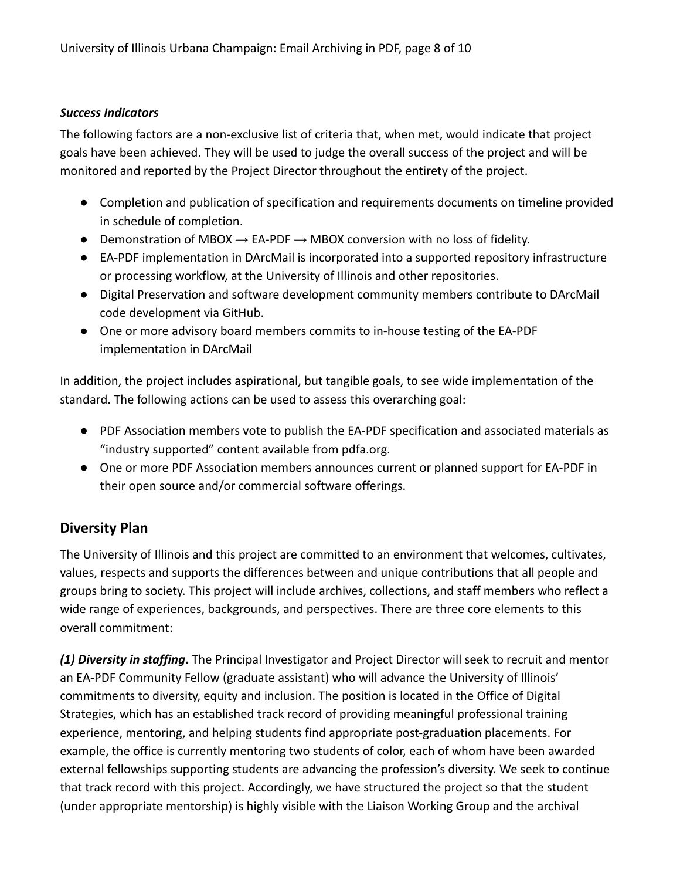***Success Indicators***

The following factors are a non-exclusive list of criteria that, when met, would indicate that project goals have been achieved. They will be used to judge the overall success of the project and will be monitored and reported by the Project Director throughout the entirety of the project.

- Completion and publication of specification and requirements documents on timeline provided in schedule of completion.
- Demonstration of MBOX → EA-PDF → MBOX conversion with no loss of fidelity.
- EA-PDF implementation in DArcMail is incorporated into a supported repository infrastructure or processing workflow, at the University of Illinois and other repositories.
- Digital Preservation and software development community members contribute to DArcMail code development via GitHub.
- One or more advisory board members commits to in-house testing of the EA-PDF implementation in DArcMail

In addition, the project includes aspirational, but tangible goals, to see wide implementation of the standard. The following actions can be used to assess this overarching goal:

- PDF Association members vote to publish the EA-PDF specification and associated materials as "industry supported" content available from pdfa.org.
- One or more PDF Association members announces current or planned support for EA-PDF in their open source and/or commercial software offerings.

## Diversity Plan

The University of Illinois and this project are committed to an environment that welcomes, cultivates, values, respects and supports the differences between and unique contributions that all people and groups bring to society. This project will include archives, collections, and staff members who reflect a wide range of experiences, backgrounds, and perspectives. There are three core elements to this overall commitment:

***(1) Diversity in staffing*****.** The Principal Investigator and Project Director will seek to recruit and mentor an EA-PDF Community Fellow (graduate assistant) who will advance the University of Illinois' commitments to diversity, equity and inclusion. The position is located in the Office of Digital Strategies, which has an established track record of providing meaningful professional training experience, mentoring, and helping students find appropriate post-graduation placements. For example, the office is currently mentoring two students of color, each of whom have been awarded external fellowships supporting students are advancing the profession's diversity. We seek to continue that track record with this project. Accordingly, we have structured the project so that the student (under appropriate mentorship) is highly visible with the Liaison Working Group and the archival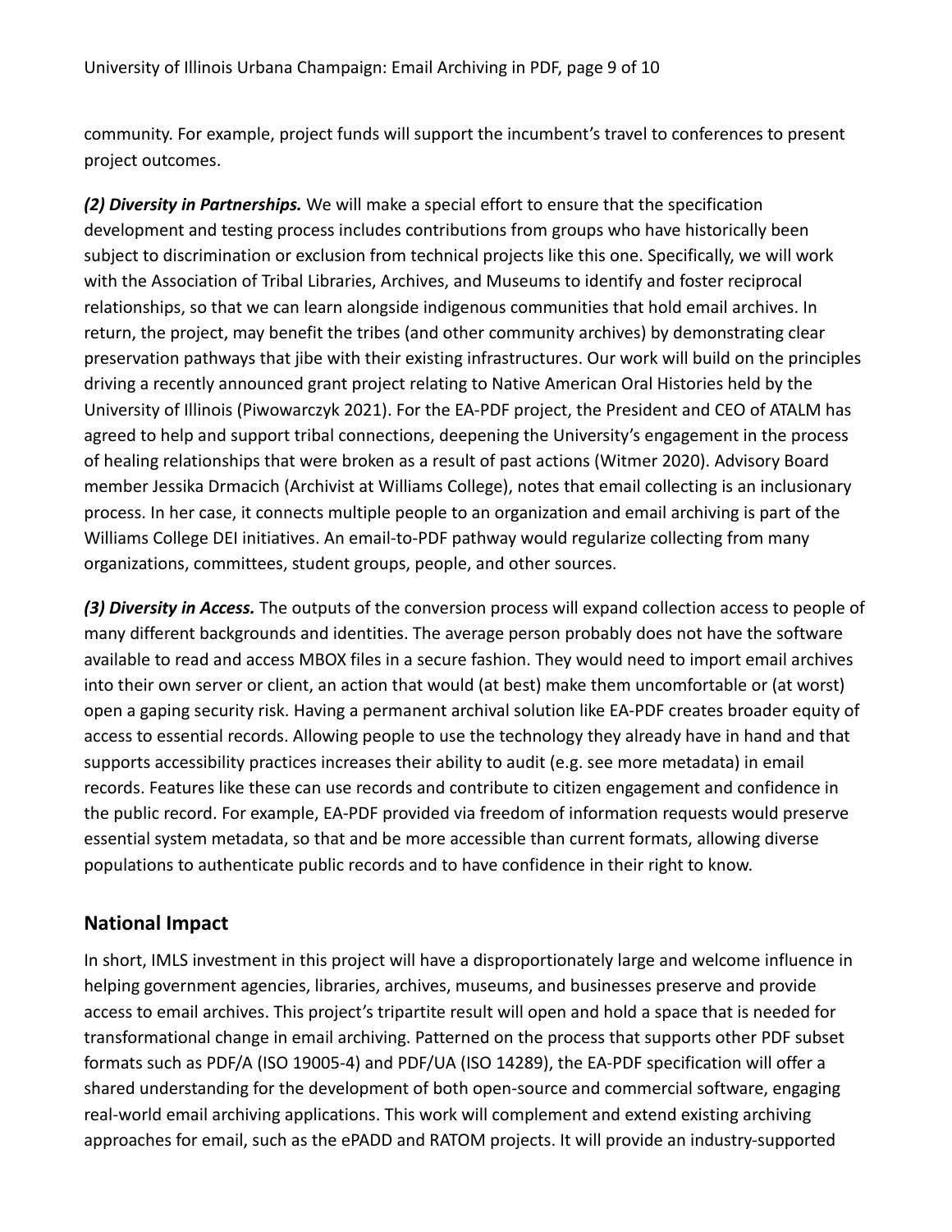community. For example, project funds will support the incumbent's travel to conferences to present project outcomes.

***(2) Diversity in Partnerships.*** We will make a special effort to ensure that the specification development and testing process includes contributions from groups who have historically been subject to discrimination or exclusion from technical projects like this one. Specifically, we will work with the Association of Tribal Libraries, Archives, and Museums to identify and foster reciprocal relationships, so that we can learn alongside indigenous communities that hold email archives. In return, the project, may benefit the tribes (and other community archives) by demonstrating clear preservation pathways that jibe with their existing infrastructures. Our work will build on the principles driving a recently announced grant project relating to Native American Oral Histories held by the University of Illinois (Piwowarczyk 2021). For the EA-PDF project, the President and CEO of ATALM has agreed to help and support tribal connections, deepening the University's engagement in the process of healing relationships that were broken as a result of past actions (Witmer 2020). Advisory Board member Jessika Drmacich (Archivist at Williams College), notes that email collecting is an inclusionary process. In her case, it connects multiple people to an organization and email archiving is part of the Williams College DEI initiatives. An email-to-PDF pathway would regularize collecting from many organizations, committees, student groups, people, and other sources.

***(3) Diversity in Access.*** The outputs of the conversion process will expand collection access to people of many different backgrounds and identities. The average person probably does not have the software available to read and access MBOX files in a secure fashion. They would need to import email archives into their own server or client, an action that would (at best) make them uncomfortable or (at worst) open a gaping security risk. Having a permanent archival solution like EA-PDF creates broader equity of access to essential records. Allowing people to use the technology they already have in hand and that supports accessibility practices increases their ability to audit (e.g. see more metadata) in email records. Features like these can use records and contribute to citizen engagement and confidence in the public record. For example, EA-PDF provided via freedom of information requests would preserve essential system metadata, so that and be more accessible than current formats, allowing diverse populations to authenticate public records and to have confidence in their right to know.

## National Impact

In short, IMLS investment in this project will have a disproportionately large and welcome influence in helping government agencies, libraries, archives, museums, and businesses preserve and provide access to email archives. This project's tripartite result will open and hold a space that is needed for transformational change in email archiving. Patterned on the process that supports other PDF subset formats such as PDF/A (ISO 19005-4) and PDF/UA (ISO 14289), the EA-PDF specification will offer a shared understanding for the development of both open-source and commercial software, engaging real-world email archiving applications. This work will complement and extend existing archiving approaches for email, such as the ePADD and RATOM projects. It will provide an industry-supported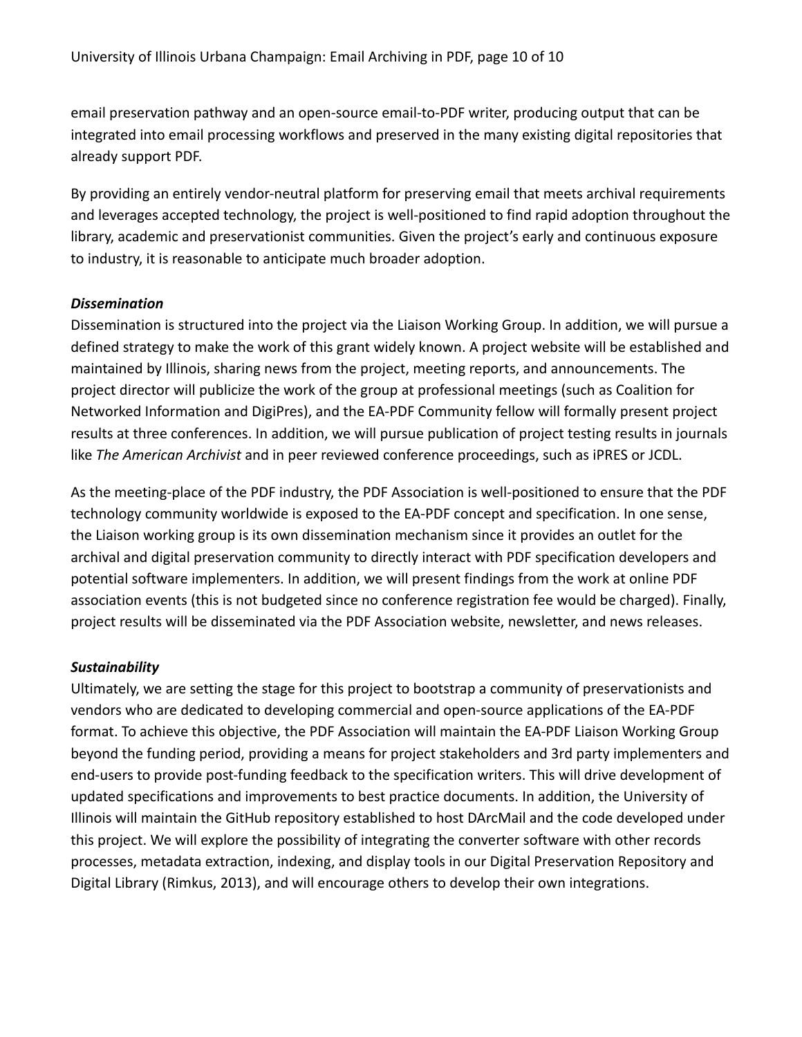email preservation pathway and an open-source email-to-PDF writer, producing output that can be integrated into email processing workflows and preserved in the many existing digital repositories that already support PDF.

By providing an entirely vendor-neutral platform for preserving email that meets archival requirements and leverages accepted technology, the project is well-positioned to find rapid adoption throughout the library, academic and preservationist communities. Given the project's early and continuous exposure to industry, it is reasonable to anticipate much broader adoption.

***Dissemination***

Dissemination is structured into the project via the Liaison Working Group. In addition, we will pursue a defined strategy to make the work of this grant widely known. A project website will be established and maintained by Illinois, sharing news from the project, meeting reports, and announcements. The project director will publicize the work of the group at professional meetings (such as Coalition for Networked Information and DigiPres), and the EA-PDF Community fellow will formally present project results at three conferences. In addition, we will pursue publication of project testing results in journals like *The American Archivist* and in peer reviewed conference proceedings, such as iPRES or JCDL.

As the meeting-place of the PDF industry, the PDF Association is well-positioned to ensure that the PDF technology community worldwide is exposed to the EA-PDF concept and specification. In one sense, the Liaison working group is its own dissemination mechanism since it provides an outlet for the archival and digital preservation community to directly interact with PDF specification developers and potential software implementers. In addition, we will present findings from the work at online PDF association events (this is not budgeted since no conference registration fee would be charged). Finally, project results will be disseminated via the PDF Association website, newsletter, and news releases.

***Sustainability***

Ultimately, we are setting the stage for this project to bootstrap a community of preservationists and vendors who are dedicated to developing commercial and open-source applications of the EA-PDF format. To achieve this objective, the PDF Association will maintain the EA-PDF Liaison Working Group beyond the funding period, providing a means for project stakeholders and 3rd party implementers and end-users to provide post-funding feedback to the specification writers. This will drive development of updated specifications and improvements to best practice documents. In addition, the University of Illinois will maintain the GitHub repository established to host DArcMail and the code developed under this project. We will explore the possibility of integrating the converter software with other records processes, metadata extraction, indexing, and display tools in our Digital Preservation Repository and Digital Library (Rimkus, 2013), and will encourage others to develop their own integrations.